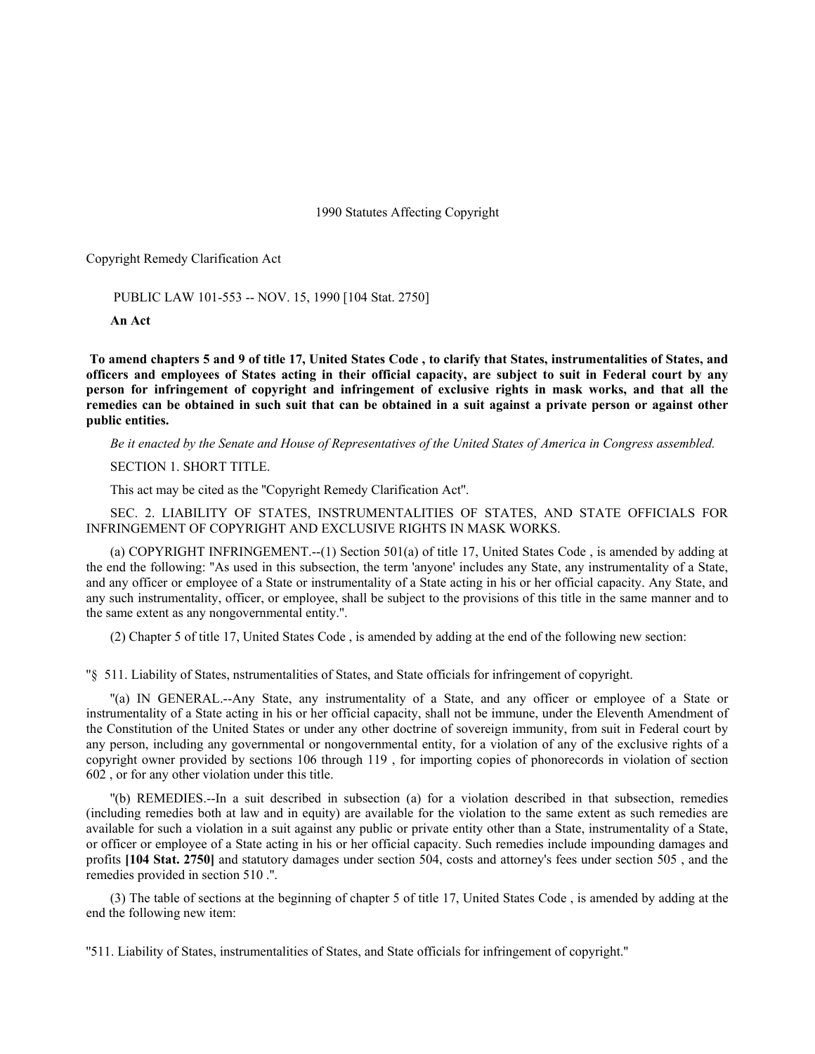1990 Statutes Affecting Copyright

Copyright Remedy Clarification Act

PUBLIC LAW 101-553 -- NOV. 15, 1990 [104 Stat. 2750]

**An Act**

**To amend chapters 5 and 9 of title 17, United States Code , to clarify that States, instrumentalities of States, and officers and employees of States acting in their official capacity, are subject to suit in Federal court by any person for infringement of copyright and infringement of exclusive rights in mask works, and that all the remedies can be obtained in such suit that can be obtained in a suit against a private person or against other public entities.**

*Be it enacted by the Senate and House of Representatives of the United States of America in Congress assembled.*

SECTION 1. SHORT TITLE.

This act may be cited as the "Copyright Remedy Clarification Act".

SEC. 2. LIABILITY OF STATES, INSTRUMENTALITIES OF STATES, AND STATE OFFICIALS FOR INFRINGEMENT OF COPYRIGHT AND EXCLUSIVE RIGHTS IN MASK WORKS.

(a) COPYRIGHT INFRINGEMENT.--(1) Section 501(a) of title 17, United States Code , is amended by adding at the end the following: "As used in this subsection, the term 'anyone' includes any State, any instrumentality of a State, and any officer or employee of a State or instrumentality of a State acting in his or her official capacity. Any State, and any such instrumentality, officer, or employee, shall be subject to the provisions of this title in the same manner and to the same extent as any nongovernmental entity.".

(2) Chapter 5 of title 17, United States Code , is amended by adding at the end of the following new section:

"§ 511. Liability of States, nstrumentalities of States, and State officials for infringement of copyright.

"(a) IN GENERAL.--Any State, any instrumentality of a State, and any officer or employee of a State or instrumentality of a State acting in his or her official capacity, shall not be immune, under the Eleventh Amendment of the Constitution of the United States or under any other doctrine of sovereign immunity, from suit in Federal court by any person, including any governmental or nongovernmental entity, for a violation of any of the exclusive rights of a copyright owner provided by sections 106 through 119 , for importing copies of phonorecords in violation of section 602 , or for any other violation under this title.

"(b) REMEDIES.--In a suit described in subsection (a) for a violation described in that subsection, remedies (including remedies both at law and in equity) are available for the violation to the same extent as such remedies are available for such a violation in a suit against any public or private entity other than a State, instrumentality of a State, or officer or employee of a State acting in his or her official capacity. Such remedies include impounding damages and profits **[104 Stat. 2750]** and statutory damages under section 504, costs and attorney's fees under section 505 , and the remedies provided in section 510 .".

(3) The table of sections at the beginning of chapter 5 of title 17, United States Code , is amended by adding at the end the following new item:

"511. Liability of States, instrumentalities of States, and State officials for infringement of copyright."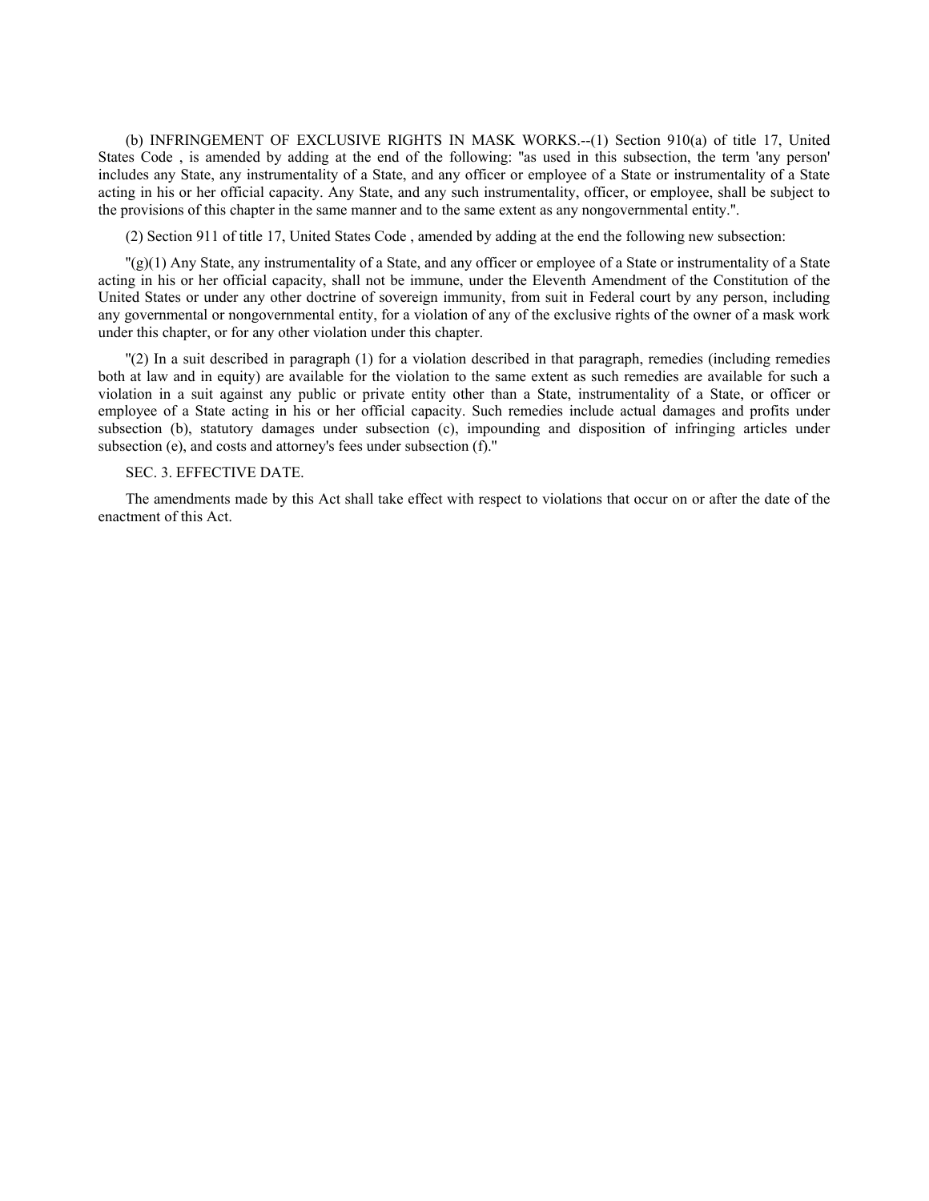(b) INFRINGEMENT OF EXCLUSIVE RIGHTS IN MASK WORKS.--(1) Section 910(a) of title 17, United States Code , is amended by adding at the end of the following: "as used in this subsection, the term 'any person' includes any State, any instrumentality of a State, and any officer or employee of a State or instrumentality of a State acting in his or her official capacity. Any State, and any such instrumentality, officer, or employee, shall be subject to the provisions of this chapter in the same manner and to the same extent as any nongovernmental entity.".

(2) Section 911 of title 17, United States Code , amended by adding at the end the following new subsection:

"(g)(1) Any State, any instrumentality of a State, and any officer or employee of a State or instrumentality of a State acting in his or her official capacity, shall not be immune, under the Eleventh Amendment of the Constitution of the United States or under any other doctrine of sovereign immunity, from suit in Federal court by any person, including any governmental or nongovernmental entity, for a violation of any of the exclusive rights of the owner of a mask work under this chapter, or for any other violation under this chapter.

"(2) In a suit described in paragraph (1) for a violation described in that paragraph, remedies (including remedies both at law and in equity) are available for the violation to the same extent as such remedies are available for such a violation in a suit against any public or private entity other than a State, instrumentality of a State, or officer or employee of a State acting in his or her official capacity. Such remedies include actual damages and profits under subsection (b), statutory damages under subsection (c), impounding and disposition of infringing articles under subsection (e), and costs and attorney's fees under subsection (f)."

SEC. 3. EFFECTIVE DATE.

The amendments made by this Act shall take effect with respect to violations that occur on or after the date of the enactment of this Act.